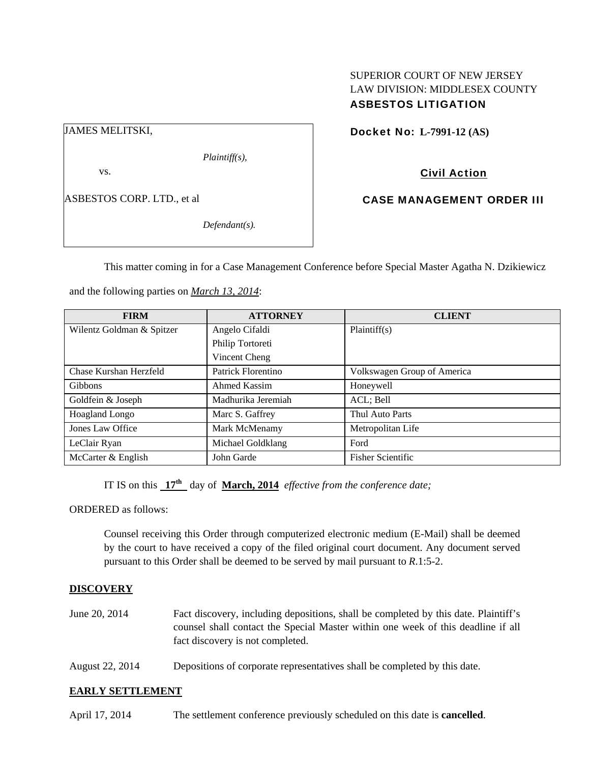SUPERIOR COURT OF NEW JERSEY
LAW DIVISION: MIDDLESEX COUNTY
**ASBESTOS LITIGATION**

JAMES MELITSKI,

*Plaintiff(s),*

vs.

ASBESTOS CORP. LTD., et al

*Defendant(s).*

**Docket No: L-7991-12 (AS)**

**Civil Action**

**CASE MANAGEMENT ORDER III**

This matter coming in for a Case Management Conference before Special Master Agatha N. Dzikiewicz and the following parties on *March 13, 2014*:

| FIRM | ATTORNEY | CLIENT |
|---|---|---|
| Wilentz Goldman & Spitzer | Angelo Cifaldi<br>Philip Tortoreti<br>Vincent Cheng | Plaintiff(s) |
| Chase Kurshan Herzfeld | Patrick Florentino | Volkswagen Group of America |
| Gibbons | Ahmed Kassim | Honeywell |
| Goldfein & Joseph | Madhurika Jeremiah | ACL; Bell |
| Hoagland Longo | Marc S. Gaffrey | Thul Auto Parts |
| Jones Law Office | Mark McMenamy | Metropolitan Life |
| LeClair Ryan | Michael Goldklang | Ford |
| McCarter & English | John Garde | Fisher Scientific |

IT IS on this **17th** day of **March, 2014** *effective from the conference date;*

ORDERED as follows:

Counsel receiving this Order through computerized electronic medium (E-Mail) shall be deemed by the court to have received a copy of the filed original court document. Any document served pursuant to this Order shall be deemed to be served by mail pursuant to *R*.1:5-2.

**DISCOVERY**

June 20, 2014 — Fact discovery, including depositions, shall be completed by this date. Plaintiff's counsel shall contact the Special Master within one week of this deadline if all fact discovery is not completed.

August 22, 2014 — Depositions of corporate representatives shall be completed by this date.

**EARLY SETTLEMENT**

April 17, 2014 — The settlement conference previously scheduled on this date is **cancelled**.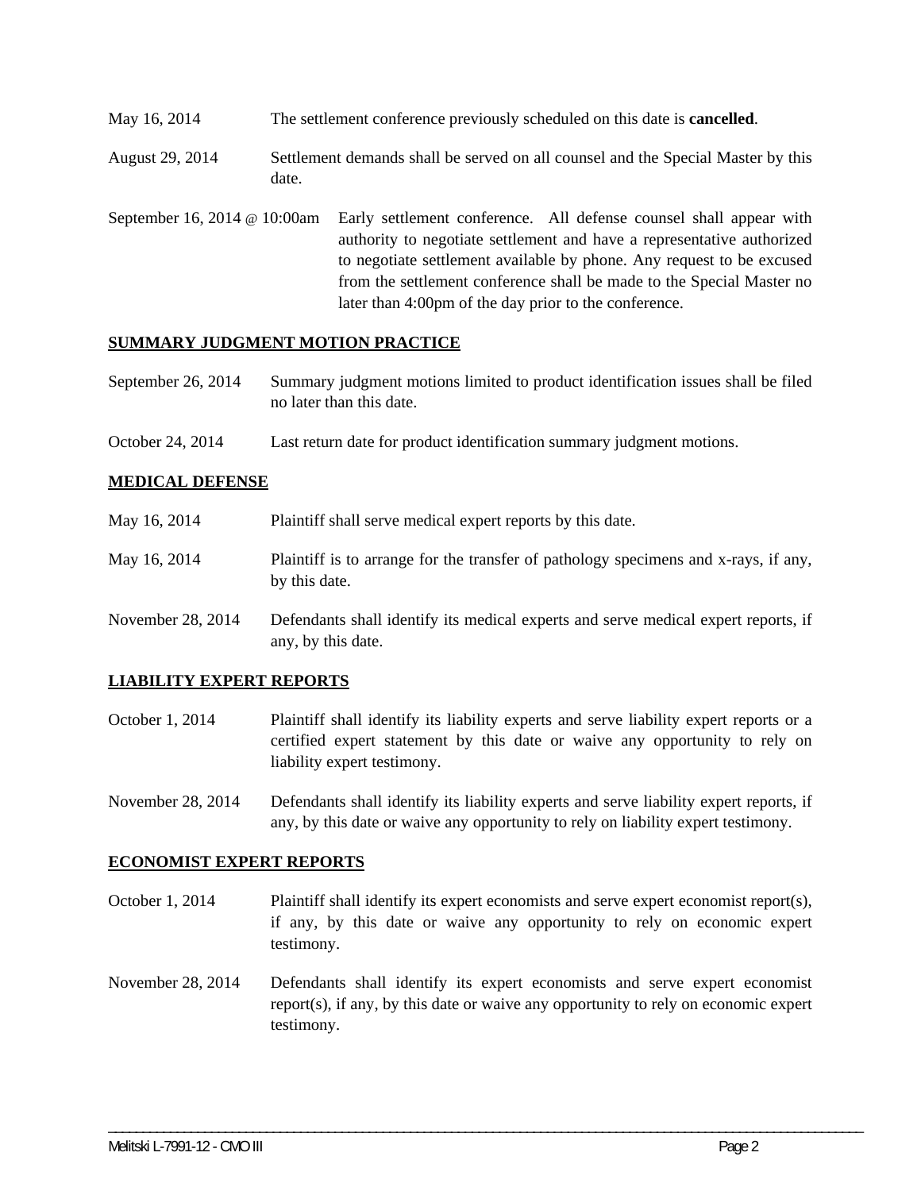May 16, 2014 The settlement conference previously scheduled on this date is **cancelled**.

August 29, 2014 Settlement demands shall be served on all counsel and the Special Master by this date.

September 16, 2014 @ 10:00am Early settlement conference. All defense counsel shall appear with authority to negotiate settlement and have a representative authorized to negotiate settlement available by phone. Any request to be excused from the settlement conference shall be made to the Special Master no later than 4:00pm of the day prior to the conference.

**SUMMARY JUDGMENT MOTION PRACTICE**

September 26, 2014 Summary judgment motions limited to product identification issues shall be filed no later than this date.

October 24, 2014 Last return date for product identification summary judgment motions.

**MEDICAL DEFENSE**

May 16, 2014 Plaintiff shall serve medical expert reports by this date.

May 16, 2014 Plaintiff is to arrange for the transfer of pathology specimens and x-rays, if any, by this date.

November 28, 2014 Defendants shall identify its medical experts and serve medical expert reports, if any, by this date.

**LIABILITY EXPERT REPORTS**

October 1, 2014 Plaintiff shall identify its liability experts and serve liability expert reports or a certified expert statement by this date or waive any opportunity to rely on liability expert testimony.

November 28, 2014 Defendants shall identify its liability experts and serve liability expert reports, if any, by this date or waive any opportunity to rely on liability expert testimony.

**ECONOMIST EXPERT REPORTS**

October 1, 2014 Plaintiff shall identify its expert economists and serve expert economist report(s), if any, by this date or waive any opportunity to rely on economic expert testimony.

November 28, 2014 Defendants shall identify its expert economists and serve expert economist report(s), if any, by this date or waive any opportunity to rely on economic expert testimony.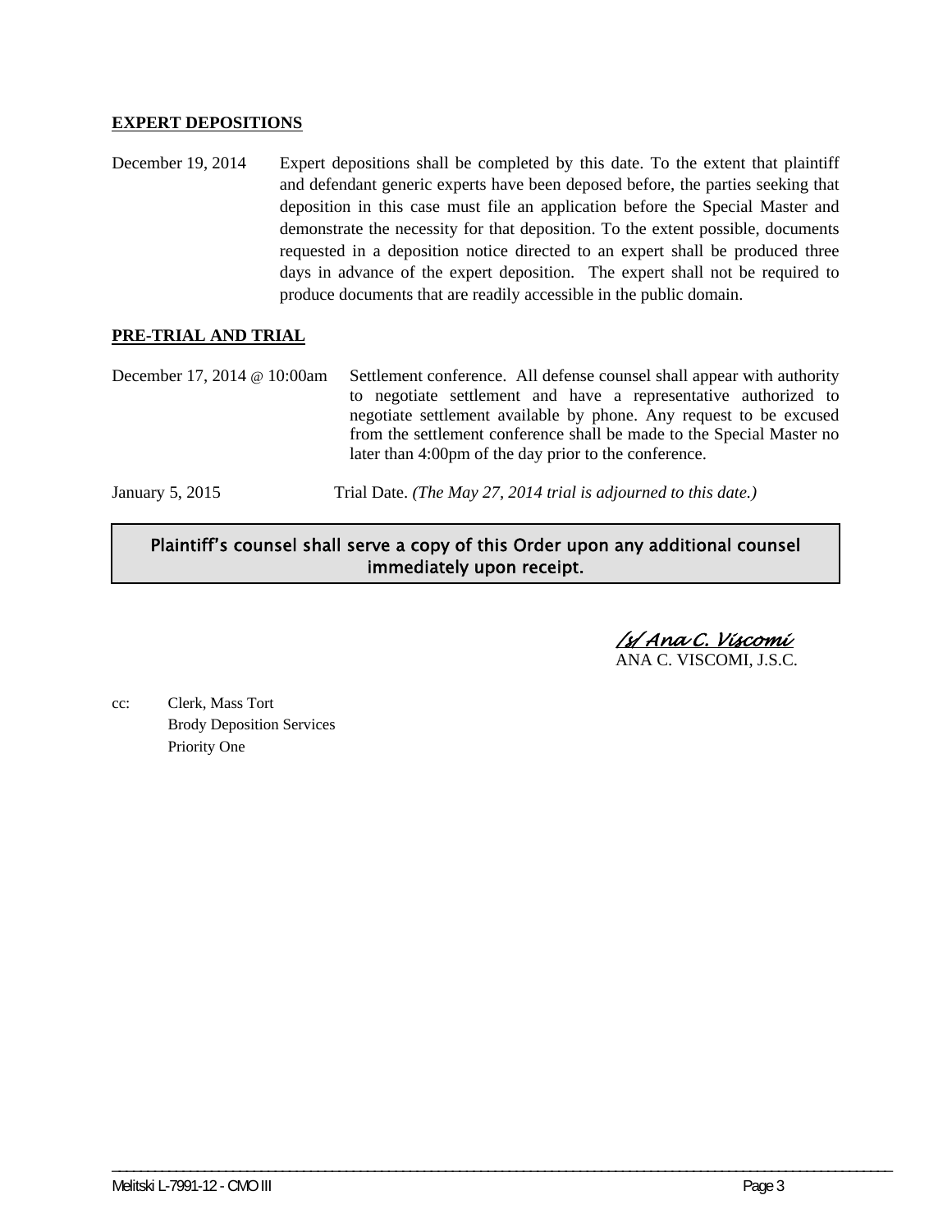**EXPERT DEPOSITIONS**

December 19, 2014 Expert depositions shall be completed by this date. To the extent that plaintiff and defendant generic experts have been deposed before, the parties seeking that deposition in this case must file an application before the Special Master and demonstrate the necessity for that deposition. To the extent possible, documents requested in a deposition notice directed to an expert shall be produced three days in advance of the expert deposition. The expert shall not be required to produce documents that are readily accessible in the public domain.

**PRE-TRIAL AND TRIAL**

December 17, 2014 @ 10:00am Settlement conference. All defense counsel shall appear with authority to negotiate settlement and have a representative authorized to negotiate settlement available by phone. Any request to be excused from the settlement conference shall be made to the Special Master no later than 4:00pm of the day prior to the conference.

January 5, 2015 Trial Date. *(The May 27, 2014 trial is adjourned to this date.)*

**Plaintiff's counsel shall serve a copy of this Order upon any additional counsel immediately upon receipt.**

*/s/ Ana C. Viscomi*
ANA C. VISCOMI, J.S.C.

cc: Clerk, Mass Tort
Brody Deposition Services
Priority One